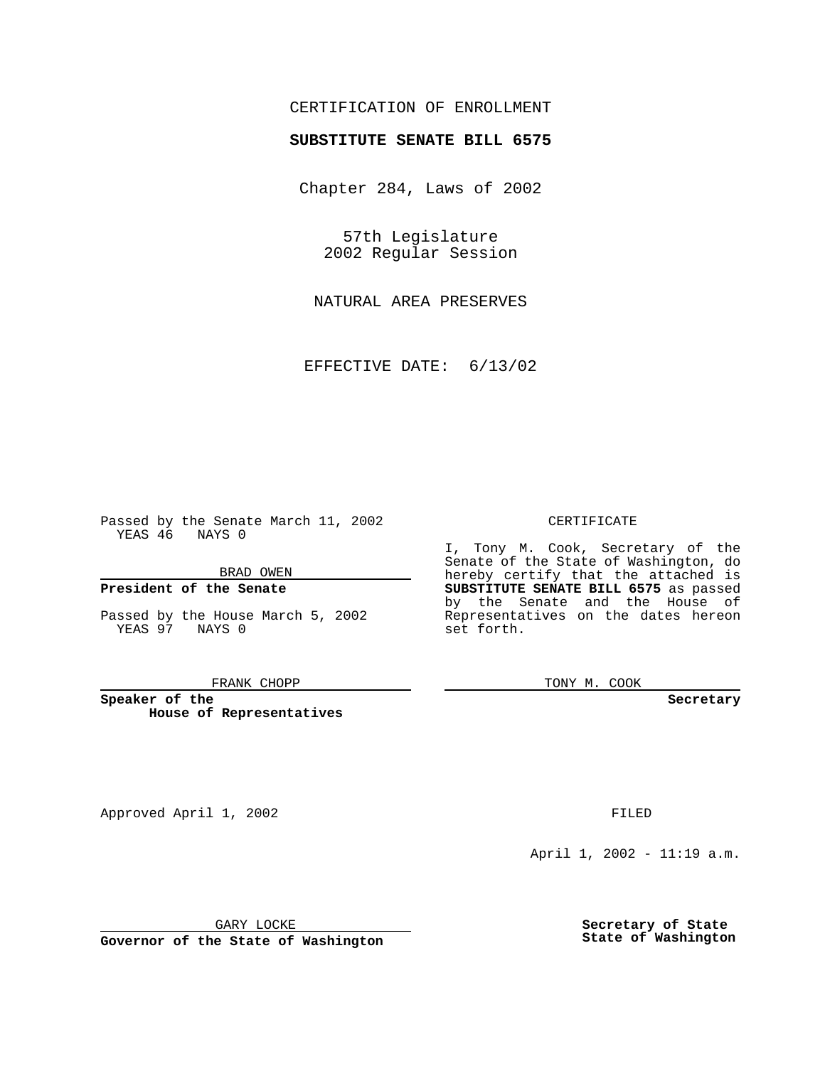CERTIFICATION OF ENROLLMENT

**SUBSTITUTE SENATE BILL 6575**

Chapter 284, Laws of 2002

57th Legislature
2002 Regular Session

NATURAL AREA PRESERVES

EFFECTIVE DATE: 6/13/02

Passed by the Senate March 11, 2002
YEAS 46 NAYS 0

BRAD OWEN

**President of the Senate**

Passed by the House March 5, 2002
YEAS 97 NAYS 0

FRANK CHOPP

**Speaker of the House of Representatives**

CERTIFICATE

I, Tony M. Cook, Secretary of the Senate of the State of Washington, do hereby certify that the attached is **SUBSTITUTE SENATE BILL 6575** as passed by the Senate and the House of Representatives on the dates hereon set forth.

TONY M. COOK

**Secretary**

Approved April 1, 2002

GARY LOCKE

**Governor of the State of Washington**

FILED

April 1, 2002 - 11:19 a.m.

**Secretary of State**
**State of Washington**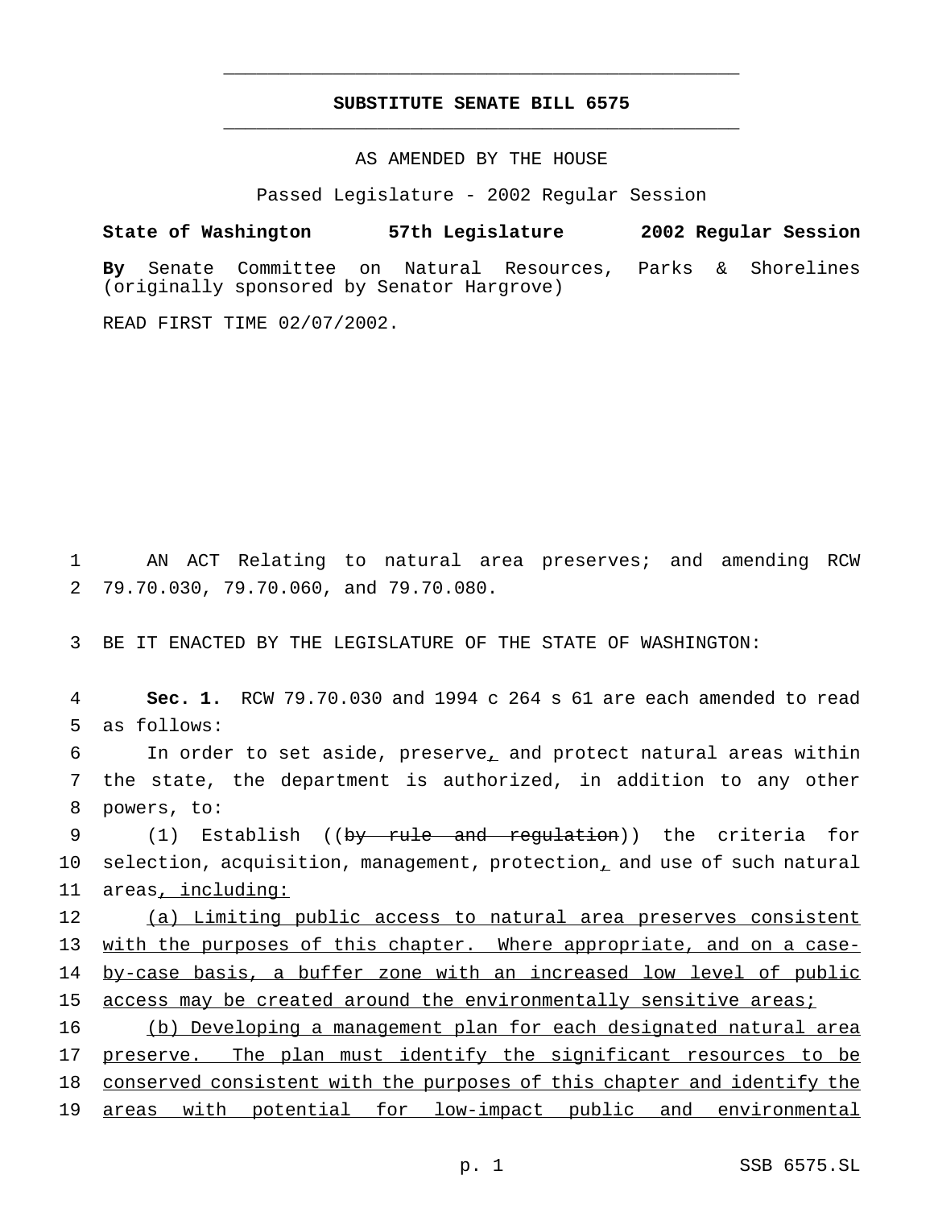# SUBSTITUTE SENATE BILL 6575

AS AMENDED BY THE HOUSE

Passed Legislature - 2002 Regular Session

**State of Washington 57th Legislature 2002 Regular Session**

**By** Senate Committee on Natural Resources, Parks & Shorelines (originally sponsored by Senator Hargrove)

READ FIRST TIME 02/07/2002.

AN ACT Relating to natural area preserves; and amending RCW 79.70.030, 79.70.060, and 79.70.080.

BE IT ENACTED BY THE LEGISLATURE OF THE STATE OF WASHINGTON:

**Sec. 1.** RCW 79.70.030 and 1994 c 264 s 61 are each amended to read as follows:

In order to set aside, preserve, and protect natural areas within the state, the department is authorized, in addition to any other powers, to:

(1) Establish ((~~by rule and regulation~~)) the criteria for selection, acquisition, management, protection, and use of such natural areas, including:

(a) Limiting public access to natural area preserves consistent with the purposes of this chapter. Where appropriate, and on a case-by-case basis, a buffer zone with an increased low level of public access may be created around the environmentally sensitive areas;

(b) Developing a management plan for each designated natural area preserve. The plan must identify the significant resources to be conserved consistent with the purposes of this chapter and identify the areas with potential for low-impact public and environmental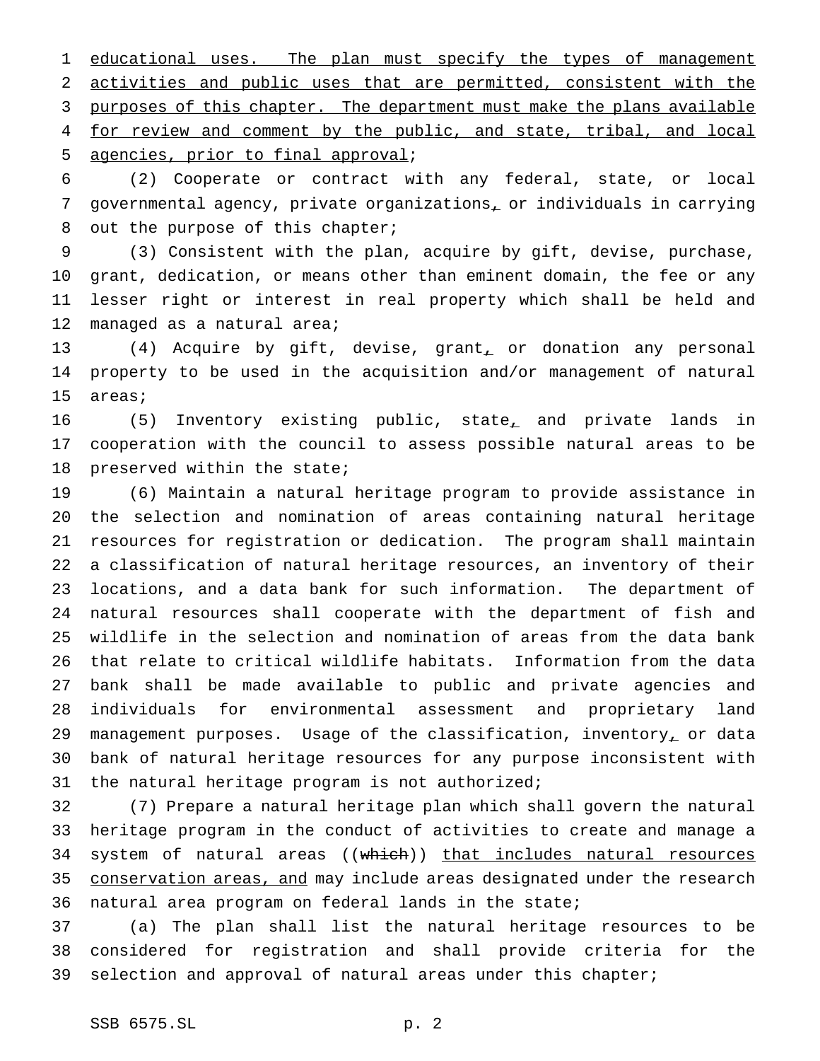educational uses. The plan must specify the types of management activities and public uses that are permitted, consistent with the purposes of this chapter. The department must make the plans available for review and comment by the public, and state, tribal, and local agencies, prior to final approval;

(2) Cooperate or contract with any federal, state, or local governmental agency, private organizations, or individuals in carrying out the purpose of this chapter;

(3) Consistent with the plan, acquire by gift, devise, purchase, grant, dedication, or means other than eminent domain, the fee or any lesser right or interest in real property which shall be held and managed as a natural area;

(4) Acquire by gift, devise, grant, or donation any personal property to be used in the acquisition and/or management of natural areas;

(5) Inventory existing public, state, and private lands in cooperation with the council to assess possible natural areas to be preserved within the state;

(6) Maintain a natural heritage program to provide assistance in the selection and nomination of areas containing natural heritage resources for registration or dedication. The program shall maintain a classification of natural heritage resources, an inventory of their locations, and a data bank for such information. The department of natural resources shall cooperate with the department of fish and wildlife in the selection and nomination of areas from the data bank that relate to critical wildlife habitats. Information from the data bank shall be made available to public and private agencies and individuals for environmental assessment and proprietary land management purposes. Usage of the classification, inventory, or data bank of natural heritage resources for any purpose inconsistent with the natural heritage program is not authorized;

(7) Prepare a natural heritage plan which shall govern the natural heritage program in the conduct of activities to create and manage a system of natural areas ((~~which~~)) that includes natural resources conservation areas, and may include areas designated under the research natural area program on federal lands in the state;

(a) The plan shall list the natural heritage resources to be considered for registration and shall provide criteria for the selection and approval of natural areas under this chapter;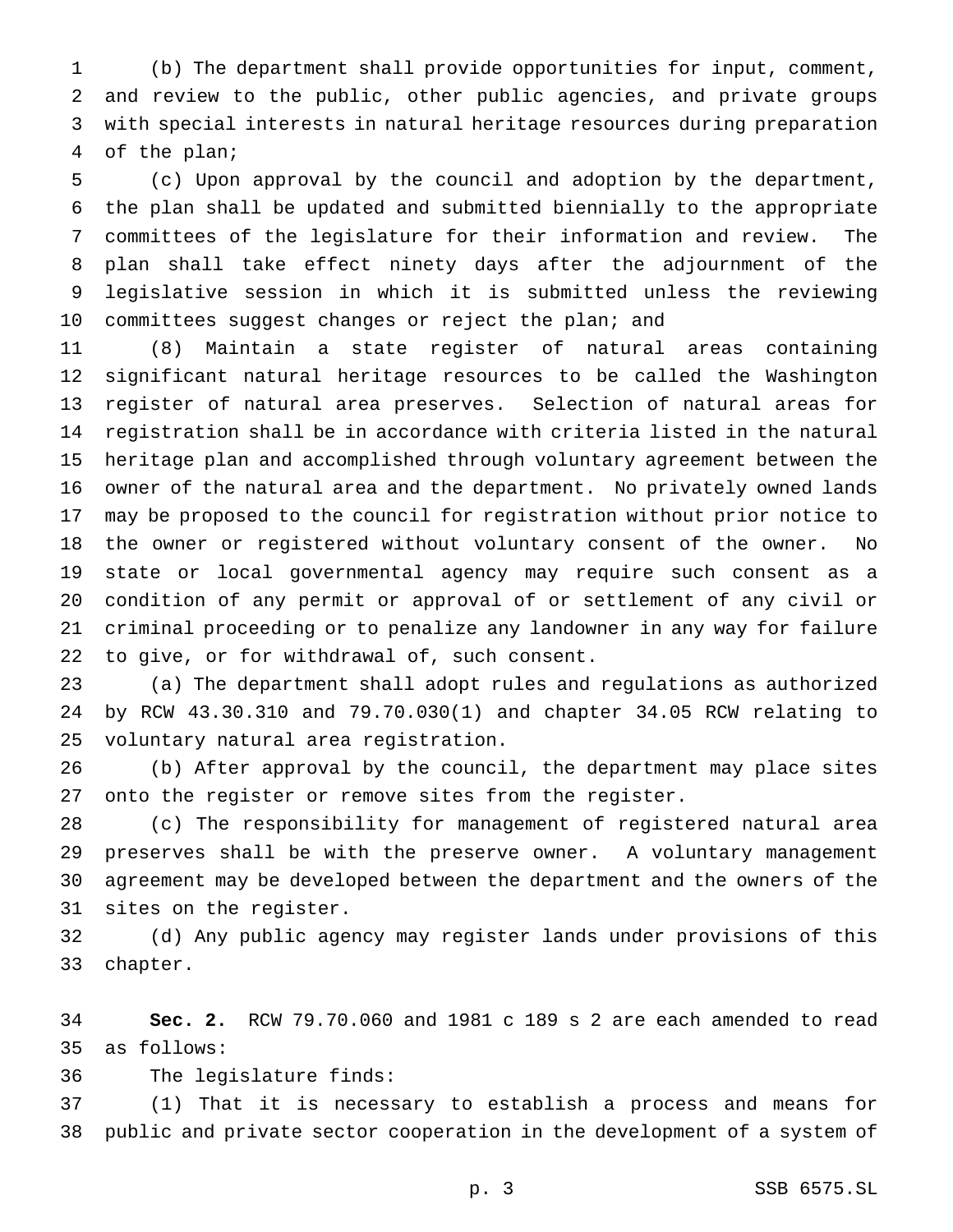(b) The department shall provide opportunities for input, comment, and review to the public, other public agencies, and private groups with special interests in natural heritage resources during preparation of the plan;

(c) Upon approval by the council and adoption by the department, the plan shall be updated and submitted biennially to the appropriate committees of the legislature for their information and review. The plan shall take effect ninety days after the adjournment of the legislative session in which it is submitted unless the reviewing committees suggest changes or reject the plan; and

(8) Maintain a state register of natural areas containing significant natural heritage resources to be called the Washington register of natural area preserves. Selection of natural areas for registration shall be in accordance with criteria listed in the natural heritage plan and accomplished through voluntary agreement between the owner of the natural area and the department. No privately owned lands may be proposed to the council for registration without prior notice to the owner or registered without voluntary consent of the owner. No state or local governmental agency may require such consent as a condition of any permit or approval of or settlement of any civil or criminal proceeding or to penalize any landowner in any way for failure to give, or for withdrawal of, such consent.

(a) The department shall adopt rules and regulations as authorized by RCW 43.30.310 and 79.70.030(1) and chapter 34.05 RCW relating to voluntary natural area registration.

(b) After approval by the council, the department may place sites onto the register or remove sites from the register.

(c) The responsibility for management of registered natural area preserves shall be with the preserve owner. A voluntary management agreement may be developed between the department and the owners of the sites on the register.

(d) Any public agency may register lands under provisions of this chapter.

**Sec. 2.** RCW 79.70.060 and 1981 c 189 s 2 are each amended to read as follows:

The legislature finds:

(1) That it is necessary to establish a process and means for public and private sector cooperation in the development of a system of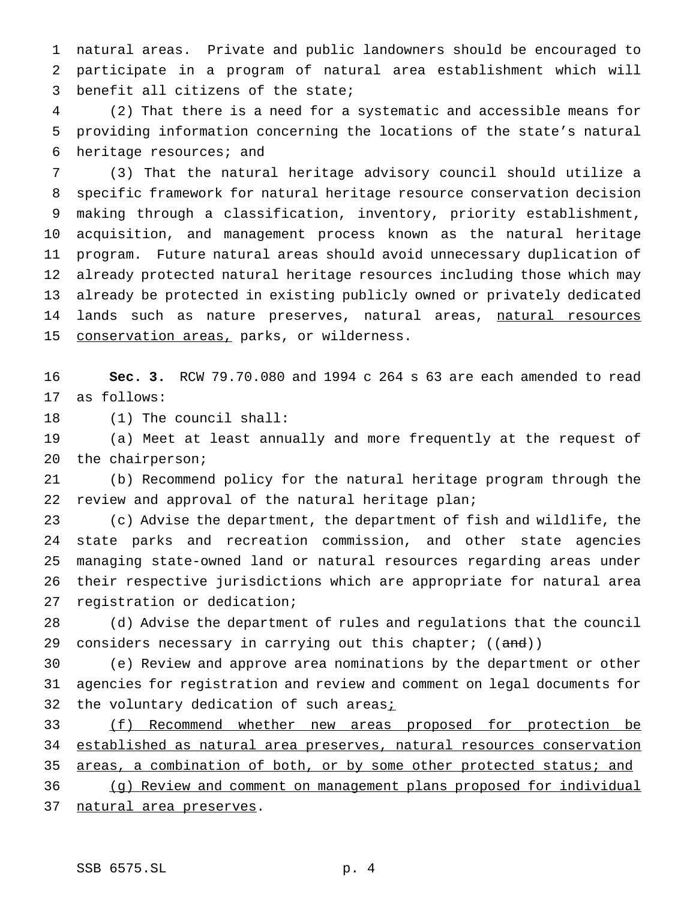natural areas. Private and public landowners should be encouraged to participate in a program of natural area establishment which will benefit all citizens of the state;

(2) That there is a need for a systematic and accessible means for providing information concerning the locations of the state's natural heritage resources; and

(3) That the natural heritage advisory council should utilize a specific framework for natural heritage resource conservation decision making through a classification, inventory, priority establishment, acquisition, and management process known as the natural heritage program. Future natural areas should avoid unnecessary duplication of already protected natural heritage resources including those which may already be protected in existing publicly owned or privately dedicated lands such as nature preserves, natural areas, <u>natural resources conservation areas,</u> parks, or wilderness.

**Sec. 3.** RCW 79.70.080 and 1994 c 264 s 63 are each amended to read as follows:

(1) The council shall:

(a) Meet at least annually and more frequently at the request of the chairperson;

(b) Recommend policy for the natural heritage program through the review and approval of the natural heritage plan;

(c) Advise the department, the department of fish and wildlife, the state parks and recreation commission, and other state agencies managing state-owned land or natural resources regarding areas under their respective jurisdictions which are appropriate for natural area registration or dedication;

(d) Advise the department of rules and regulations that the council considers necessary in carrying out this chapter; ((~~and~~))

(e) Review and approve area nominations by the department or other agencies for registration and review and comment on legal documents for the voluntary dedication of such areas<u>;</u>

<u>(f) Recommend whether new areas proposed for protection be established as natural area preserves, natural resources conservation areas, a combination of both, or by some other protected status; and</u>

<u>(g) Review and comment on management plans proposed for individual natural area preserves</u>.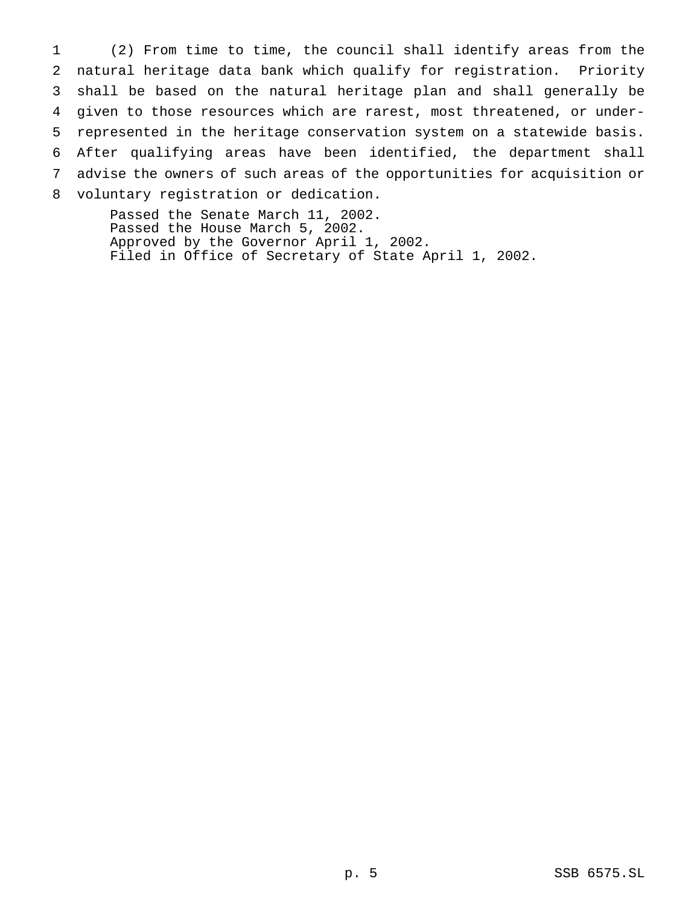(2) From time to time, the council shall identify areas from the natural heritage data bank which qualify for registration. Priority shall be based on the natural heritage plan and shall generally be given to those resources which are rarest, most threatened, or under-represented in the heritage conservation system on a statewide basis. After qualifying areas have been identified, the department shall advise the owners of such areas of the opportunities for acquisition or voluntary registration or dedication.

Passed the Senate March 11, 2002.
Passed the House March 5, 2002.
Approved by the Governor April 1, 2002.
Filed in Office of Secretary of State April 1, 2002.